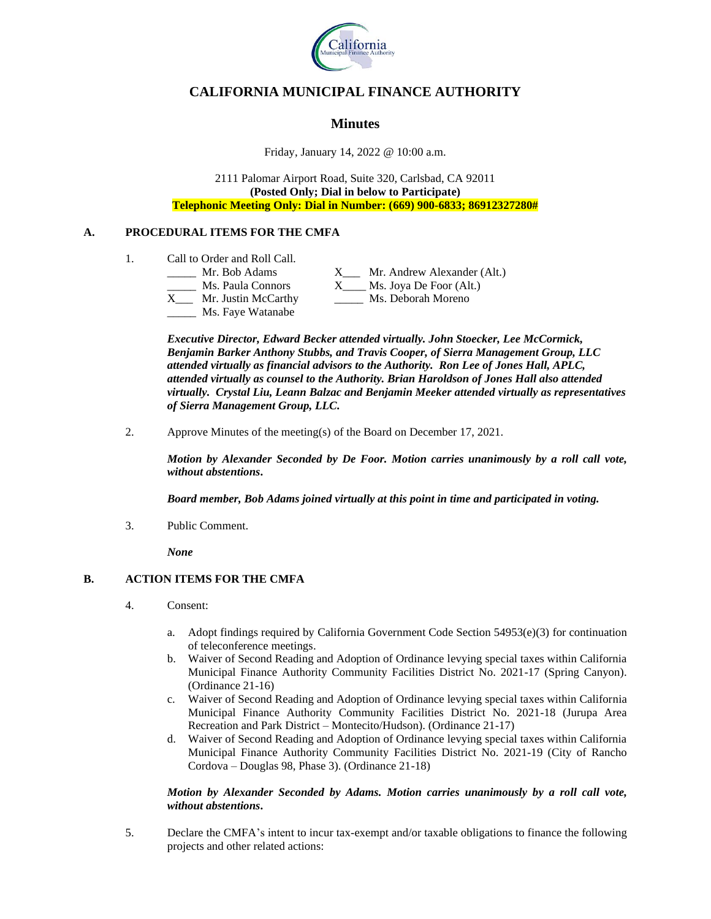# CALIFORNIA MUNICIPAL FINANCE AUTHORITY

## Minutes

Friday, January 14, 2022 @ 10:00 a.m.

2111 Palomar Airport Road, Suite 320, Carlsbad, CA 92011
**(Posted Only; Dial in below to Participate)**
**Telephonic Meeting Only: Dial in Number: (669) 900-6833; 86912327280#**

### A. PROCEDURAL ITEMS FOR THE CMFA

1. Call to Order and Roll Call.

   _____ Mr. Bob Adams
   _____ Ms. Paula Connors
   X___ Mr. Justin McCarthy
   _____ Ms. Faye Watanabe
   X___ Mr. Andrew Alexander (Alt.)
   X____ Ms. Joya De Foor (Alt.)
   _____ Ms. Deborah Moreno

   ***Executive Director, Edward Becker attended virtually. John Stoecker, Lee McCormick, Benjamin Barker Anthony Stubbs, and Travis Cooper, of Sierra Management Group, LLC attended virtually as financial advisors to the Authority. Ron Lee of Jones Hall, APLC, attended virtually as counsel to the Authority. Brian Haroldson of Jones Hall also attended virtually. Crystal Liu, Leann Balzac and Benjamin Meeker attended virtually as representatives of Sierra Management Group, LLC.***

2. Approve Minutes of the meeting(s) of the Board on December 17, 2021.

   ***Motion by Alexander Seconded by De Foor. Motion carries unanimously by a roll call vote, without abstentions.***

   ***Board member, Bob Adams joined virtually at this point in time and participated in voting.***

3. Public Comment.

   ***None***

### B. ACTION ITEMS FOR THE CMFA

4. Consent:

   a. Adopt findings required by California Government Code Section 54953(e)(3) for continuation of teleconference meetings.
   b. Waiver of Second Reading and Adoption of Ordinance levying special taxes within California Municipal Finance Authority Community Facilities District No. 2021-17 (Spring Canyon). (Ordinance 21-16)
   c. Waiver of Second Reading and Adoption of Ordinance levying special taxes within California Municipal Finance Authority Community Facilities District No. 2021-18 (Jurupa Area Recreation and Park District – Montecito/Hudson). (Ordinance 21-17)
   d. Waiver of Second Reading and Adoption of Ordinance levying special taxes within California Municipal Finance Authority Community Facilities District No. 2021-19 (City of Rancho Cordova – Douglas 98, Phase 3). (Ordinance 21-18)

   ***Motion by Alexander Seconded by Adams. Motion carries unanimously by a roll call vote, without abstentions.***

5. Declare the CMFA's intent to incur tax-exempt and/or taxable obligations to finance the following projects and other related actions: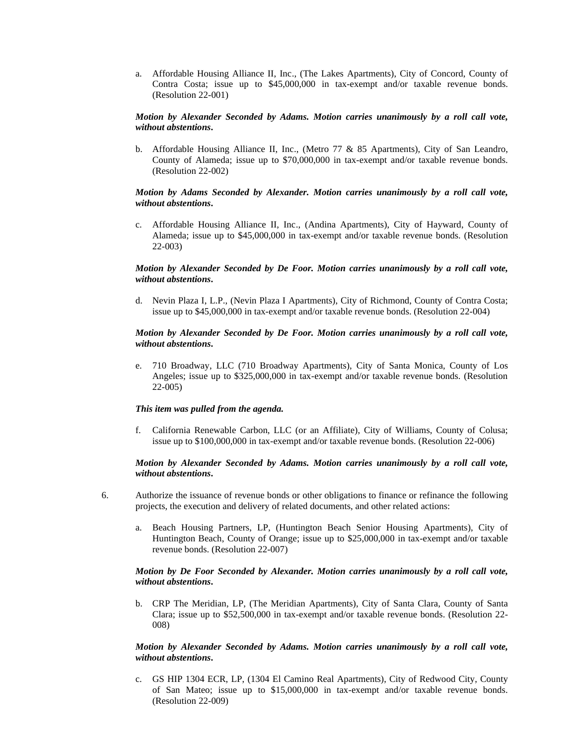a. Affordable Housing Alliance II, Inc., (The Lakes Apartments), City of Concord, County of Contra Costa; issue up to $45,000,000 in tax-exempt and/or taxable revenue bonds. (Resolution 22-001)

***Motion by Alexander Seconded by Adams. Motion carries unanimously by a roll call vote, without abstentions.***

b. Affordable Housing Alliance II, Inc., (Metro 77 & 85 Apartments), City of San Leandro, County of Alameda; issue up to $70,000,000 in tax-exempt and/or taxable revenue bonds. (Resolution 22-002)

***Motion by Adams Seconded by Alexander. Motion carries unanimously by a roll call vote, without abstentions.***

c. Affordable Housing Alliance II, Inc., (Andina Apartments), City of Hayward, County of Alameda; issue up to $45,000,000 in tax-exempt and/or taxable revenue bonds. (Resolution 22-003)

***Motion by Alexander Seconded by De Foor. Motion carries unanimously by a roll call vote, without abstentions.***

d. Nevin Plaza I, L.P., (Nevin Plaza I Apartments), City of Richmond, County of Contra Costa; issue up to $45,000,000 in tax-exempt and/or taxable revenue bonds. (Resolution 22-004)

***Motion by Alexander Seconded by De Foor. Motion carries unanimously by a roll call vote, without abstentions.***

e. 710 Broadway, LLC (710 Broadway Apartments), City of Santa Monica, County of Los Angeles; issue up to $325,000,000 in tax-exempt and/or taxable revenue bonds. (Resolution 22-005)

***This item was pulled from the agenda.***

f. California Renewable Carbon, LLC (or an Affiliate), City of Williams, County of Colusa; issue up to $100,000,000 in tax-exempt and/or taxable revenue bonds. (Resolution 22-006)

***Motion by Alexander Seconded by Adams. Motion carries unanimously by a roll call vote, without abstentions.***

6. Authorize the issuance of revenue bonds or other obligations to finance or refinance the following projects, the execution and delivery of related documents, and other related actions:

a. Beach Housing Partners, LP, (Huntington Beach Senior Housing Apartments), City of Huntington Beach, County of Orange; issue up to $25,000,000 in tax-exempt and/or taxable revenue bonds. (Resolution 22-007)

***Motion by De Foor Seconded by Alexander. Motion carries unanimously by a roll call vote, without abstentions.***

b. CRP The Meridian, LP, (The Meridian Apartments), City of Santa Clara, County of Santa Clara; issue up to $52,500,000 in tax-exempt and/or taxable revenue bonds. (Resolution 22-008)

***Motion by Alexander Seconded by Adams. Motion carries unanimously by a roll call vote, without abstentions.***

c. GS HIP 1304 ECR, LP, (1304 El Camino Real Apartments), City of Redwood City, County of San Mateo; issue up to $15,000,000 in tax-exempt and/or taxable revenue bonds. (Resolution 22-009)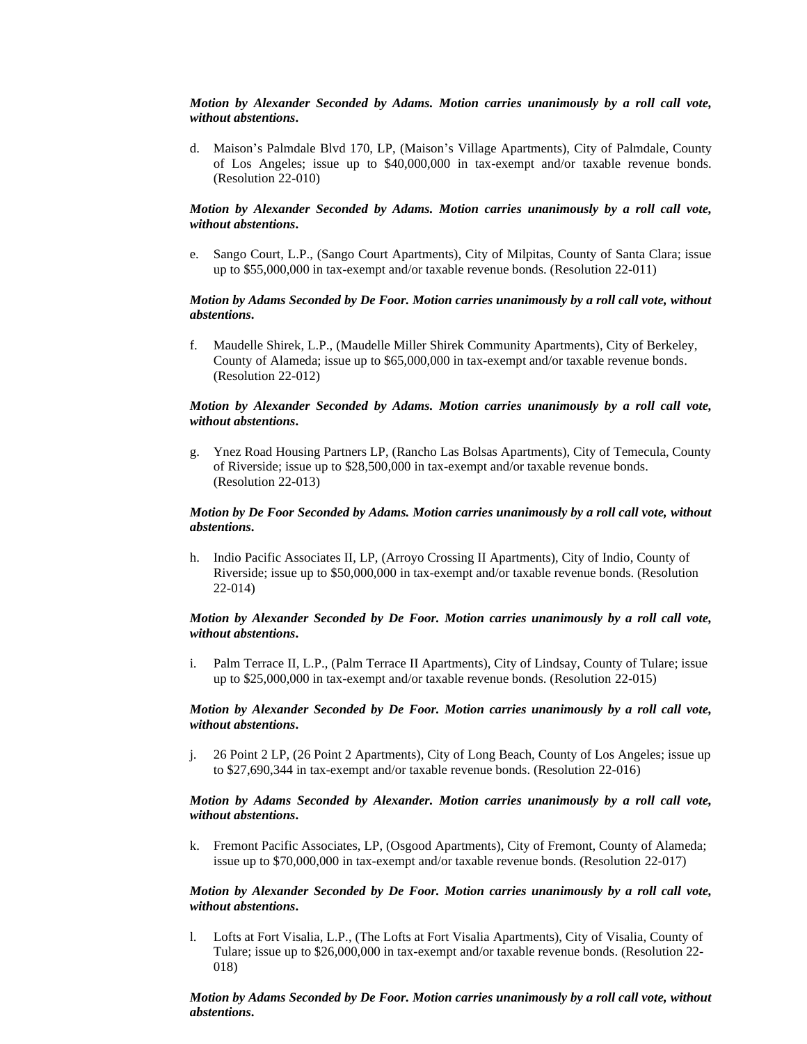***Motion by Alexander Seconded by Adams. Motion carries unanimously by a roll call vote, without abstentions.***

d. Maison's Palmdale Blvd 170, LP, (Maison's Village Apartments), City of Palmdale, County of Los Angeles; issue up to $40,000,000 in tax-exempt and/or taxable revenue bonds. (Resolution 22-010)

***Motion by Alexander Seconded by Adams. Motion carries unanimously by a roll call vote, without abstentions.***

e. Sango Court, L.P., (Sango Court Apartments), City of Milpitas, County of Santa Clara; issue up to $55,000,000 in tax-exempt and/or taxable revenue bonds. (Resolution 22-011)

***Motion by Adams Seconded by De Foor. Motion carries unanimously by a roll call vote, without abstentions.***

f. Maudelle Shirek, L.P., (Maudelle Miller Shirek Community Apartments), City of Berkeley, County of Alameda; issue up to $65,000,000 in tax-exempt and/or taxable revenue bonds. (Resolution 22-012)

***Motion by Alexander Seconded by Adams. Motion carries unanimously by a roll call vote, without abstentions.***

g. Ynez Road Housing Partners LP, (Rancho Las Bolsas Apartments), City of Temecula, County of Riverside; issue up to $28,500,000 in tax-exempt and/or taxable revenue bonds. (Resolution 22-013)

***Motion by De Foor Seconded by Adams. Motion carries unanimously by a roll call vote, without abstentions.***

h. Indio Pacific Associates II, LP, (Arroyo Crossing II Apartments), City of Indio, County of Riverside; issue up to $50,000,000 in tax-exempt and/or taxable revenue bonds. (Resolution 22-014)

***Motion by Alexander Seconded by De Foor. Motion carries unanimously by a roll call vote, without abstentions.***

i. Palm Terrace II, L.P., (Palm Terrace II Apartments), City of Lindsay, County of Tulare; issue up to $25,000,000 in tax-exempt and/or taxable revenue bonds. (Resolution 22-015)

***Motion by Alexander Seconded by De Foor. Motion carries unanimously by a roll call vote, without abstentions.***

j. 26 Point 2 LP, (26 Point 2 Apartments), City of Long Beach, County of Los Angeles; issue up to $27,690,344 in tax-exempt and/or taxable revenue bonds. (Resolution 22-016)

***Motion by Adams Seconded by Alexander. Motion carries unanimously by a roll call vote, without abstentions.***

k. Fremont Pacific Associates, LP, (Osgood Apartments), City of Fremont, County of Alameda; issue up to $70,000,000 in tax-exempt and/or taxable revenue bonds. (Resolution 22-017)

***Motion by Alexander Seconded by De Foor. Motion carries unanimously by a roll call vote, without abstentions.***

l. Lofts at Fort Visalia, L.P., (The Lofts at Fort Visalia Apartments), City of Visalia, County of Tulare; issue up to $26,000,000 in tax-exempt and/or taxable revenue bonds. (Resolution 22-018)

***Motion by Adams Seconded by De Foor. Motion carries unanimously by a roll call vote, without abstentions.***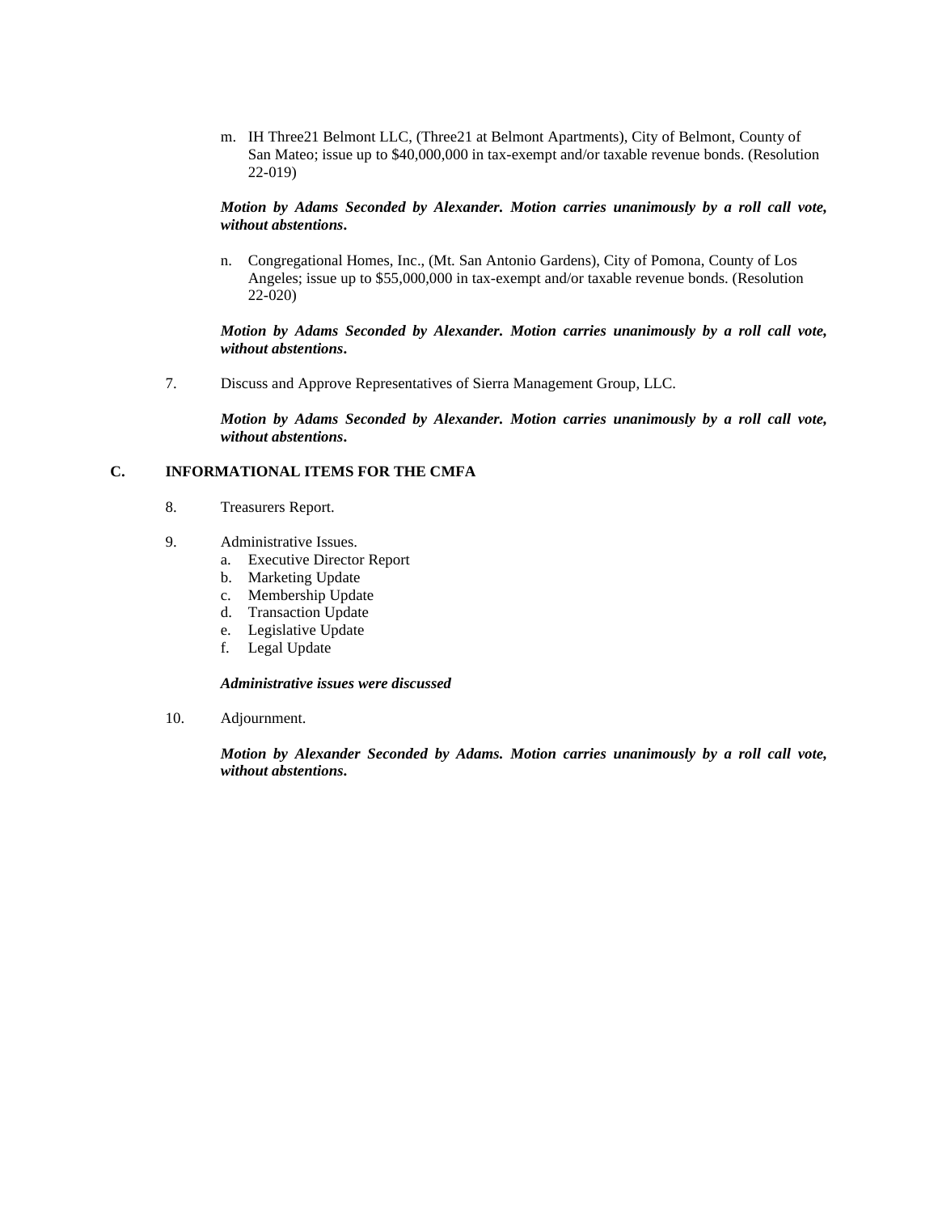m. IH Three21 Belmont LLC, (Three21 at Belmont Apartments), City of Belmont, County of San Mateo; issue up to $40,000,000 in tax-exempt and/or taxable revenue bonds. (Resolution 22-019)

***Motion by Adams Seconded by Alexander. Motion carries unanimously by a roll call vote, without abstentions.***

n. Congregational Homes, Inc., (Mt. San Antonio Gardens), City of Pomona, County of Los Angeles; issue up to $55,000,000 in tax-exempt and/or taxable revenue bonds. (Resolution 22-020)

***Motion by Adams Seconded by Alexander. Motion carries unanimously by a roll call vote, without abstentions.***

7. Discuss and Approve Representatives of Sierra Management Group, LLC.

***Motion by Adams Seconded by Alexander. Motion carries unanimously by a roll call vote, without abstentions.***

## C. INFORMATIONAL ITEMS FOR THE CMFA

8. Treasurers Report.

9. Administrative Issues.
   a. Executive Director Report
   b. Marketing Update
   c. Membership Update
   d. Transaction Update
   e. Legislative Update
   f. Legal Update

***Administrative issues were discussed***

10. Adjournment.

***Motion by Alexander Seconded by Adams. Motion carries unanimously by a roll call vote, without abstentions.***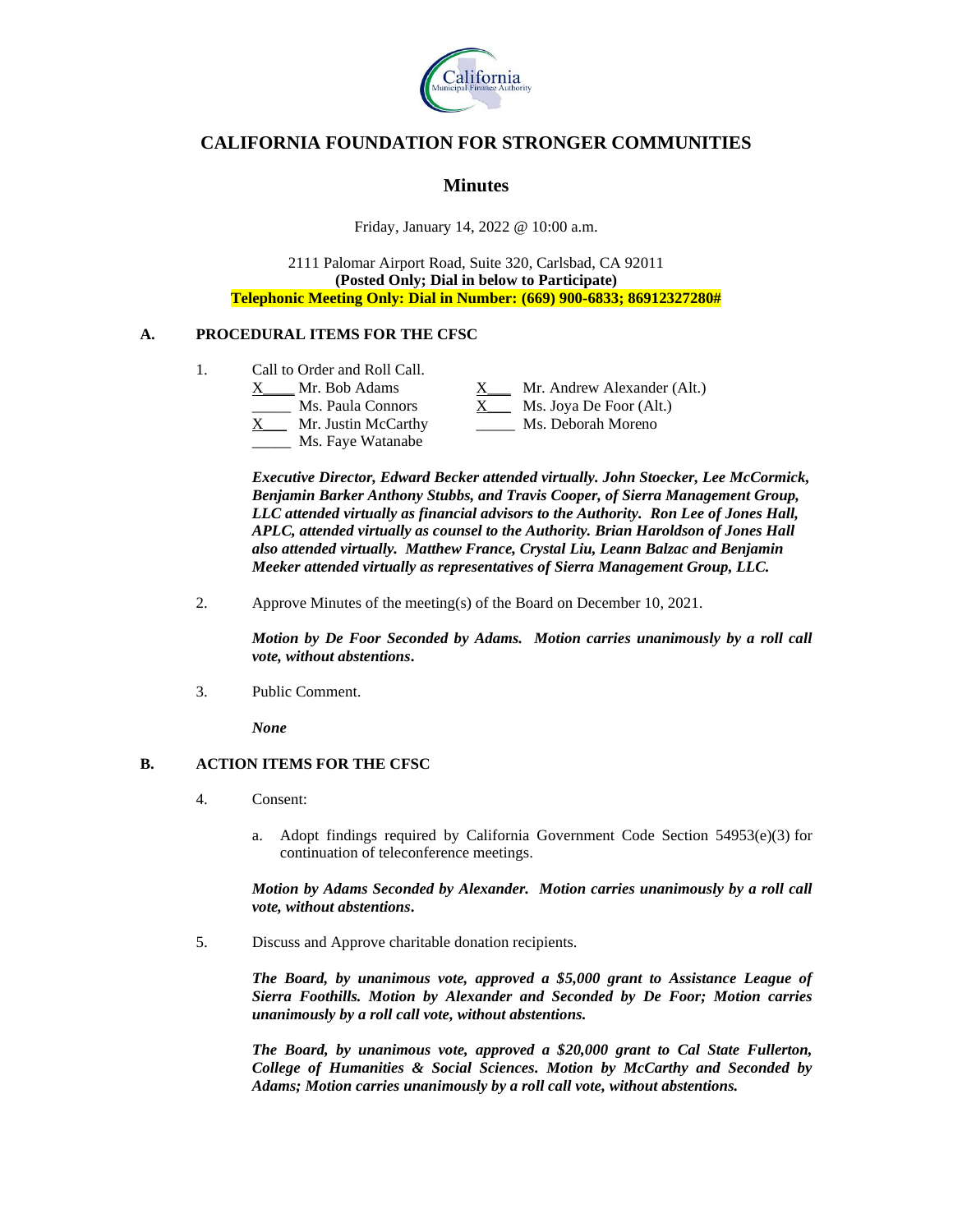# CALIFORNIA FOUNDATION FOR STRONGER COMMUNITIES

## Minutes

Friday, January 14, 2022 @ 10:00 a.m.

2111 Palomar Airport Road, Suite 320, Carlsbad, CA 92011
**(Posted Only; Dial in below to Participate)**
**Telephonic Meeting Only: Dial in Number: (669) 900-6833; 86912327280#**

## A. PROCEDURAL ITEMS FOR THE CFSC

1. Call to Order and Roll Call.

   X\_\_\_\_ Mr. Bob Adams
   \_\_\_\_\_ Ms. Paula Connors
   X\_\_\_ Mr. Justin McCarthy
   \_\_\_\_\_ Ms. Faye Watanabe
   X\_\_\_ Mr. Andrew Alexander (Alt.)
   X\_\_\_ Ms. Joya De Foor (Alt.)
   \_\_\_\_\_ Ms. Deborah Moreno

   ***Executive Director, Edward Becker attended virtually. John Stoecker, Lee McCormick, Benjamin Barker Anthony Stubbs, and Travis Cooper, of Sierra Management Group, LLC attended virtually as financial advisors to the Authority. Ron Lee of Jones Hall, APLC, attended virtually as counsel to the Authority. Brian Haroldson of Jones Hall also attended virtually. Matthew France, Crystal Liu, Leann Balzac and Benjamin Meeker attended virtually as representatives of Sierra Management Group, LLC.***

2. Approve Minutes of the meeting(s) of the Board on December 10, 2021.

   ***Motion by De Foor Seconded by Adams. Motion carries unanimously by a roll call vote, without abstentions.***

3. Public Comment.

   ***None***

## B. ACTION ITEMS FOR THE CFSC

4. Consent:

   a. Adopt findings required by California Government Code Section 54953(e)(3) for continuation of teleconference meetings.

   ***Motion by Adams Seconded by Alexander. Motion carries unanimously by a roll call vote, without abstentions.***

5. Discuss and Approve charitable donation recipients.

   ***The Board, by unanimous vote, approved a $5,000 grant to Assistance League of Sierra Foothills. Motion by Alexander and Seconded by De Foor; Motion carries unanimously by a roll call vote, without abstentions.***

   ***The Board, by unanimous vote, approved a $20,000 grant to Cal State Fullerton, College of Humanities & Social Sciences. Motion by McCarthy and Seconded by Adams; Motion carries unanimously by a roll call vote, without abstentions.***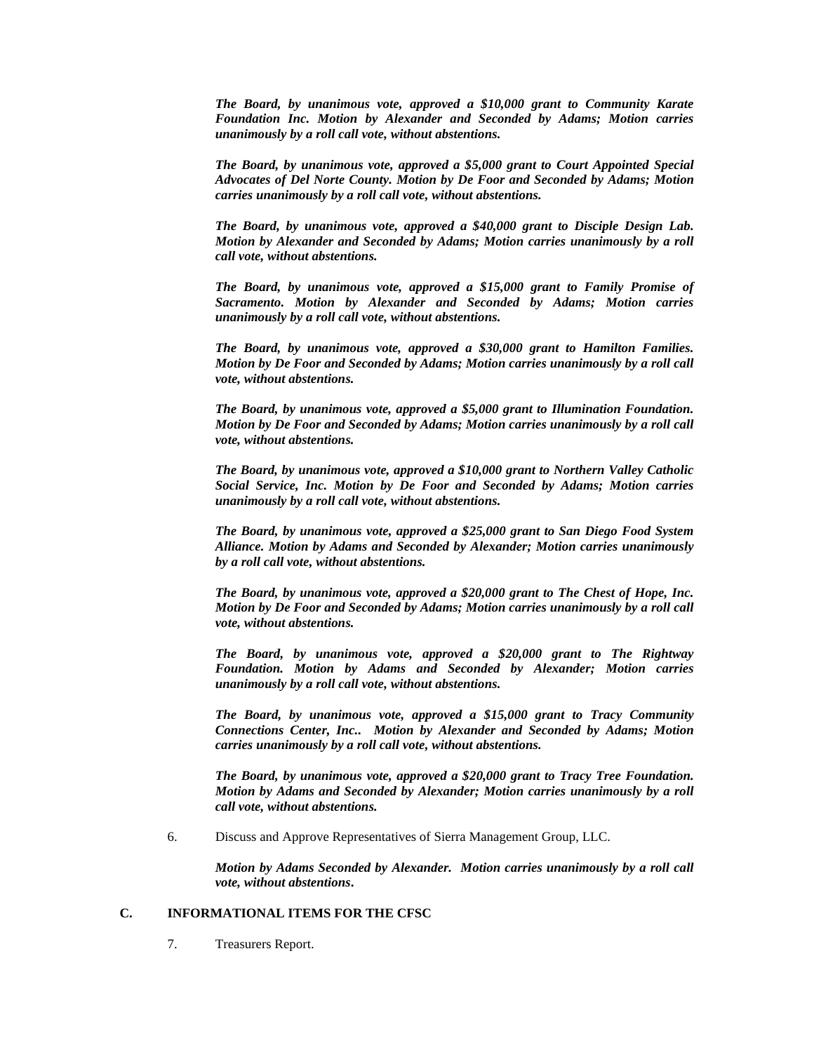*__The Board, by unanimous vote, approved a $10,000 grant to Community Karate Foundation Inc. Motion by Alexander and Seconded by Adams; Motion carries unanimously by a roll call vote, without abstentions.__*

*__The Board, by unanimous vote, approved a $5,000 grant to Court Appointed Special Advocates of Del Norte County. Motion by De Foor and Seconded by Adams; Motion carries unanimously by a roll call vote, without abstentions.__*

*__The Board, by unanimous vote, approved a $40,000 grant to Disciple Design Lab. Motion by Alexander and Seconded by Adams; Motion carries unanimously by a roll call vote, without abstentions.__*

*__The Board, by unanimous vote, approved a $15,000 grant to Family Promise of Sacramento. Motion by Alexander and Seconded by Adams; Motion carries unanimously by a roll call vote, without abstentions.__*

*__The Board, by unanimous vote, approved a $30,000 grant to Hamilton Families. Motion by De Foor and Seconded by Adams; Motion carries unanimously by a roll call vote, without abstentions.__*

*__The Board, by unanimous vote, approved a $5,000 grant to Illumination Foundation. Motion by De Foor and Seconded by Adams; Motion carries unanimously by a roll call vote, without abstentions.__*

*__The Board, by unanimous vote, approved a $10,000 grant to Northern Valley Catholic Social Service, Inc. Motion by De Foor and Seconded by Adams; Motion carries unanimously by a roll call vote, without abstentions.__*

*__The Board, by unanimous vote, approved a $25,000 grant to San Diego Food System Alliance. Motion by Adams and Seconded by Alexander; Motion carries unanimously by a roll call vote, without abstentions.__*

*__The Board, by unanimous vote, approved a $20,000 grant to The Chest of Hope, Inc. Motion by De Foor and Seconded by Adams; Motion carries unanimously by a roll call vote, without abstentions.__*

*__The Board, by unanimous vote, approved a $20,000 grant to The Rightway Foundation. Motion by Adams and Seconded by Alexander; Motion carries unanimously by a roll call vote, without abstentions.__*

*__The Board, by unanimous vote, approved a $15,000 grant to Tracy Community Connections Center, Inc.. Motion by Alexander and Seconded by Adams; Motion carries unanimously by a roll call vote, without abstentions.__*

*__The Board, by unanimous vote, approved a $20,000 grant to Tracy Tree Foundation. Motion by Adams and Seconded by Alexander; Motion carries unanimously by a roll call vote, without abstentions.__*

6. Discuss and Approve Representatives of Sierra Management Group, LLC.

   *__Motion by Adams Seconded by Alexander. Motion carries unanimously by a roll call vote, without abstentions.__*

## C. INFORMATIONAL ITEMS FOR THE CFSC

7. Treasurers Report.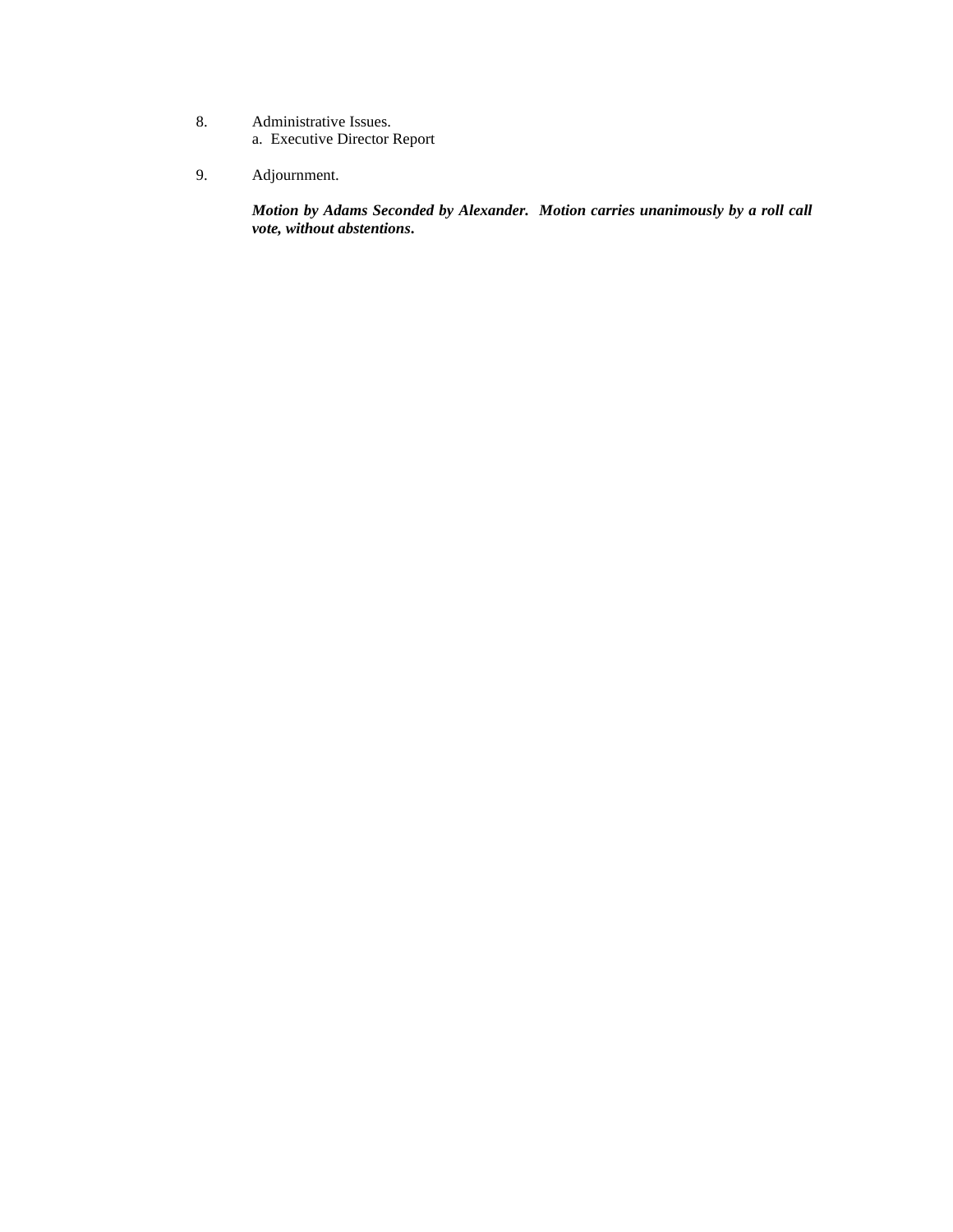8. Administrative Issues.
   a. Executive Director Report

9. Adjournment.

   ***Motion by Adams Seconded by Alexander. Motion carries unanimously by a roll call vote, without abstentions.***